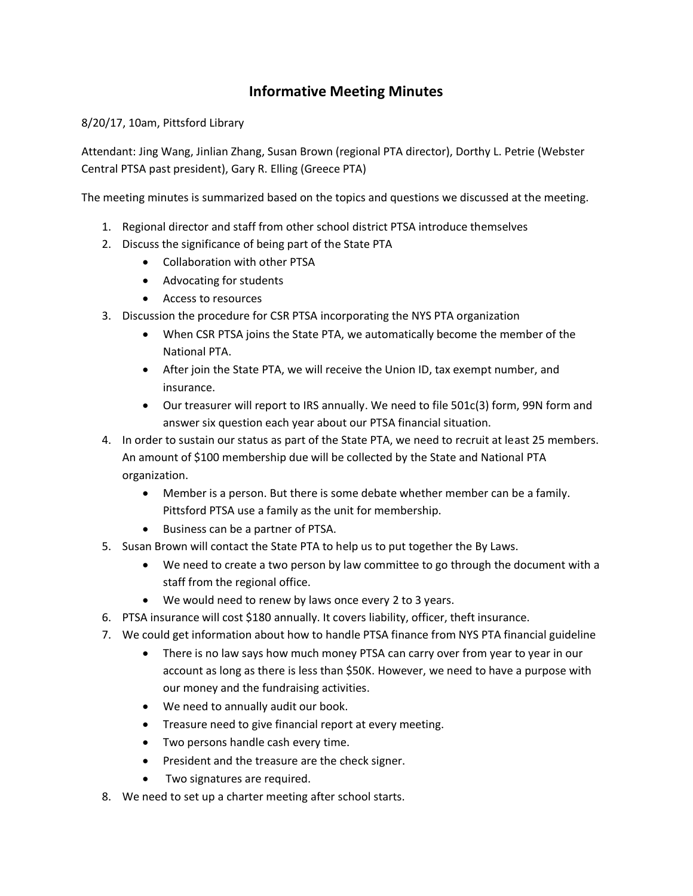# Informative Meeting Minutes

8/20/17, 10am, Pittsford Library

Attendant: Jing Wang, Jinlian Zhang, Susan Brown (regional PTA director), Dorthy L. Petrie (Webster Central PTSA past president), Gary R. Elling (Greece PTA)

The meeting minutes is summarized based on the topics and questions we discussed at the meeting.

1. Regional director and staff from other school district PTSA introduce themselves
2. Discuss the significance of being part of the State PTA
   - Collaboration with other PTSA
   - Advocating for students
   - Access to resources
3. Discussion the procedure for CSR PTSA incorporating the NYS PTA organization
   - When CSR PTSA joins the State PTA, we automatically become the member of the National PTA.
   - After join the State PTA, we will receive the Union ID, tax exempt number, and insurance.
   - Our treasurer will report to IRS annually. We need to file 501c(3) form, 99N form and answer six question each year about our PTSA financial situation.
4. In order to sustain our status as part of the State PTA, we need to recruit at least 25 members. An amount of $100 membership due will be collected by the State and National PTA organization.
   - Member is a person. But there is some debate whether member can be a family. Pittsford PTSA use a family as the unit for membership.
   - Business can be a partner of PTSA.
5. Susan Brown will contact the State PTA to help us to put together the By Laws.
   - We need to create a two person by law committee to go through the document with a staff from the regional office.
   - We would need to renew by laws once every 2 to 3 years.
6. PTSA insurance will cost $180 annually. It covers liability, officer, theft insurance.
7. We could get information about how to handle PTSA finance from NYS PTA financial guideline
   - There is no law says how much money PTSA can carry over from year to year in our account as long as there is less than $50K. However, we need to have a purpose with our money and the fundraising activities.
   - We need to annually audit our book.
   - Treasure need to give financial report at every meeting.
   - Two persons handle cash every time.
   - President and the treasure are the check signer.
   - Two signatures are required.
8. We need to set up a charter meeting after school starts.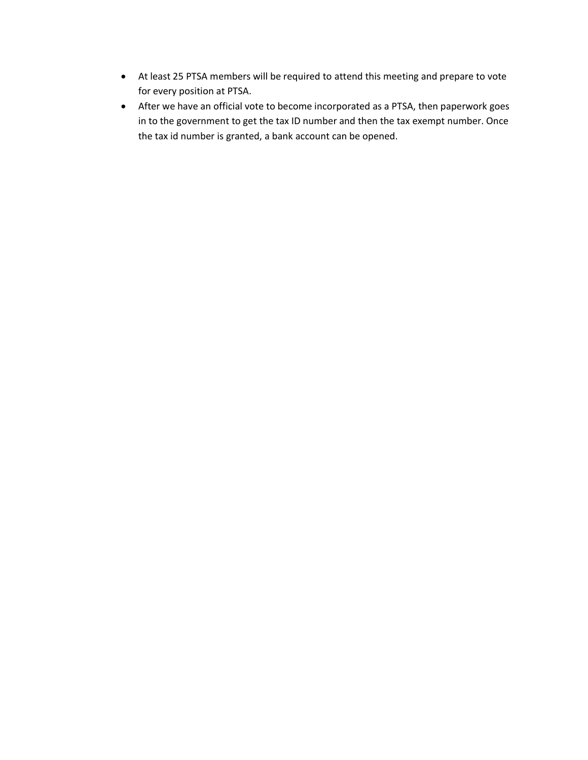- At least 25 PTSA members will be required to attend this meeting and prepare to vote for every position at PTSA.
- After we have an official vote to become incorporated as a PTSA, then paperwork goes in to the government to get the tax ID number and then the tax exempt number. Once the tax id number is granted, a bank account can be opened.